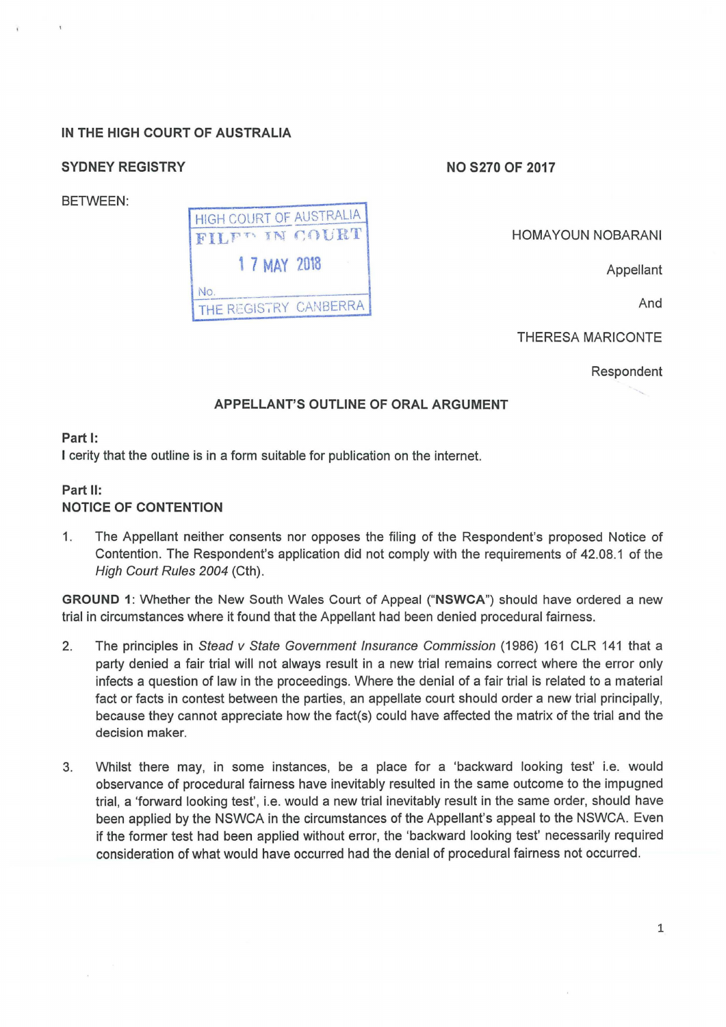**IN THE HIGH COURT OF AUSTRALIA**

**SYDNEY REGISTRY** **NO S270 OF 2017**

BETWEEN:

HIGH COURT OF AUSTRALIA
FILED IN COURT
17 MAY 2018
No.
THE REGISTRY CANBERRA

HOMAYOUN NOBARANI

Appellant

And

THERESA MARICONTE

Respondent

**APPELLANT'S OUTLINE OF ORAL ARGUMENT**

**Part I:**
I cerity that the outline is in a form suitable for publication on the internet.

**Part II:**
**NOTICE OF CONTENTION**

1. The Appellant neither consents nor opposes the filing of the Respondent's proposed Notice of Contention. The Respondent's application did not comply with the requirements of 42.08.1 of the *High Court Rules 2004* (Cth).

**GROUND 1**: Whether the New South Wales Court of Appeal ("**NSWCA**") should have ordered a new trial in circumstances where it found that the Appellant had been denied procedural fairness.

2. The principles in *Stead v State Government Insurance Commission* (1986) 161 CLR 141 that a party denied a fair trial will not always result in a new trial remains correct where the error only infects a question of law in the proceedings. Where the denial of a fair trial is related to a material fact or facts in contest between the parties, an appellate court should order a new trial principally, because they cannot appreciate how the fact(s) could have affected the matrix of the trial and the decision maker.

3. Whilst there may, in some instances, be a place for a 'backward looking test' i.e. would observance of procedural fairness have inevitably resulted in the same outcome to the impugned trial, a 'forward looking test', i.e. would a new trial inevitably result in the same order, should have been applied by the NSWCA in the circumstances of the Appellant's appeal to the NSWCA. Even if the former test had been applied without error, the 'backward looking test' necessarily required consideration of what would have occurred had the denial of procedural fairness not occurred.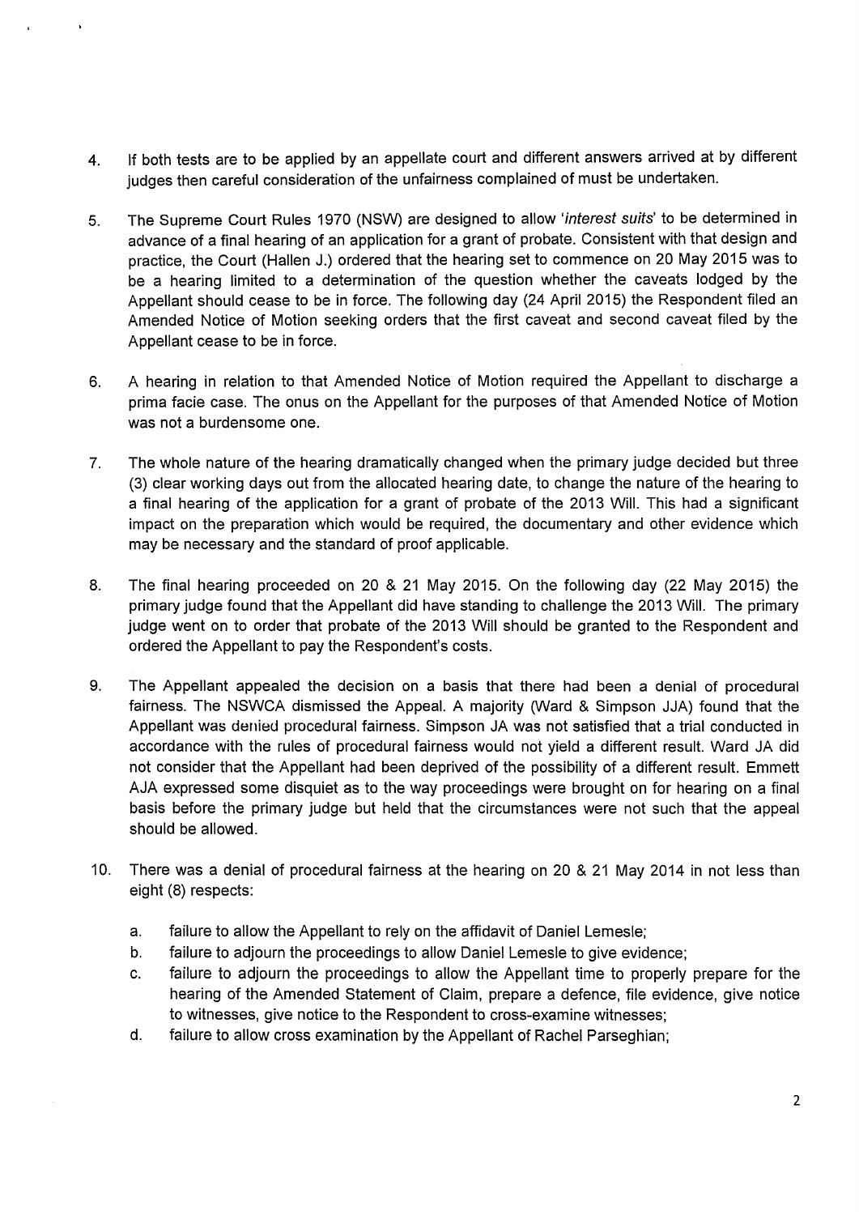4. If both tests are to be applied by an appellate court and different answers arrived at by different judges then careful consideration of the unfairness complained of must be undertaken.

5. The Supreme Court Rules 1970 (NSW) are designed to allow '*interest suits*' to be determined in advance of a final hearing of an application for a grant of probate. Consistent with that design and practice, the Court (Hallen J.) ordered that the hearing set to commence on 20 May 2015 was to be a hearing limited to a determination of the question whether the caveats lodged by the Appellant should cease to be in force. The following day (24 April 2015) the Respondent filed an Amended Notice of Motion seeking orders that the first caveat and second caveat filed by the Appellant cease to be in force.

6. A hearing in relation to that Amended Notice of Motion required the Appellant to discharge a prima facie case. The onus on the Appellant for the purposes of that Amended Notice of Motion was not a burdensome one.

7. The whole nature of the hearing dramatically changed when the primary judge decided but three (3) clear working days out from the allocated hearing date, to change the nature of the hearing to a final hearing of the application for a grant of probate of the 2013 Will. This had a significant impact on the preparation which would be required, the documentary and other evidence which may be necessary and the standard of proof applicable.

8. The final hearing proceeded on 20 & 21 May 2015. On the following day (22 May 2015) the primary judge found that the Appellant did have standing to challenge the 2013 Will. The primary judge went on to order that probate of the 2013 Will should be granted to the Respondent and ordered the Appellant to pay the Respondent's costs.

9. The Appellant appealed the decision on a basis that there had been a denial of procedural fairness. The NSWCA dismissed the Appeal. A majority (Ward & Simpson JJA) found that the Appellant was denied procedural fairness. Simpson JA was not satisfied that a trial conducted in accordance with the rules of procedural fairness would not yield a different result. Ward JA did not consider that the Appellant had been deprived of the possibility of a different result. Emmett AJA expressed some disquiet as to the way proceedings were brought on for hearing on a final basis before the primary judge but held that the circumstances were not such that the appeal should be allowed.

10. There was a denial of procedural fairness at the hearing on 20 & 21 May 2014 in not less than eight (8) respects:

    a. failure to allow the Appellant to rely on the affidavit of Daniel Lemesle;
    b. failure to adjourn the proceedings to allow Daniel Lemesle to give evidence;
    c. failure to adjourn the proceedings to allow the Appellant time to properly prepare for the hearing of the Amended Statement of Claim, prepare a defence, file evidence, give notice to witnesses, give notice to the Respondent to cross-examine witnesses;
    d. failure to allow cross examination by the Appellant of Rachel Parseghian;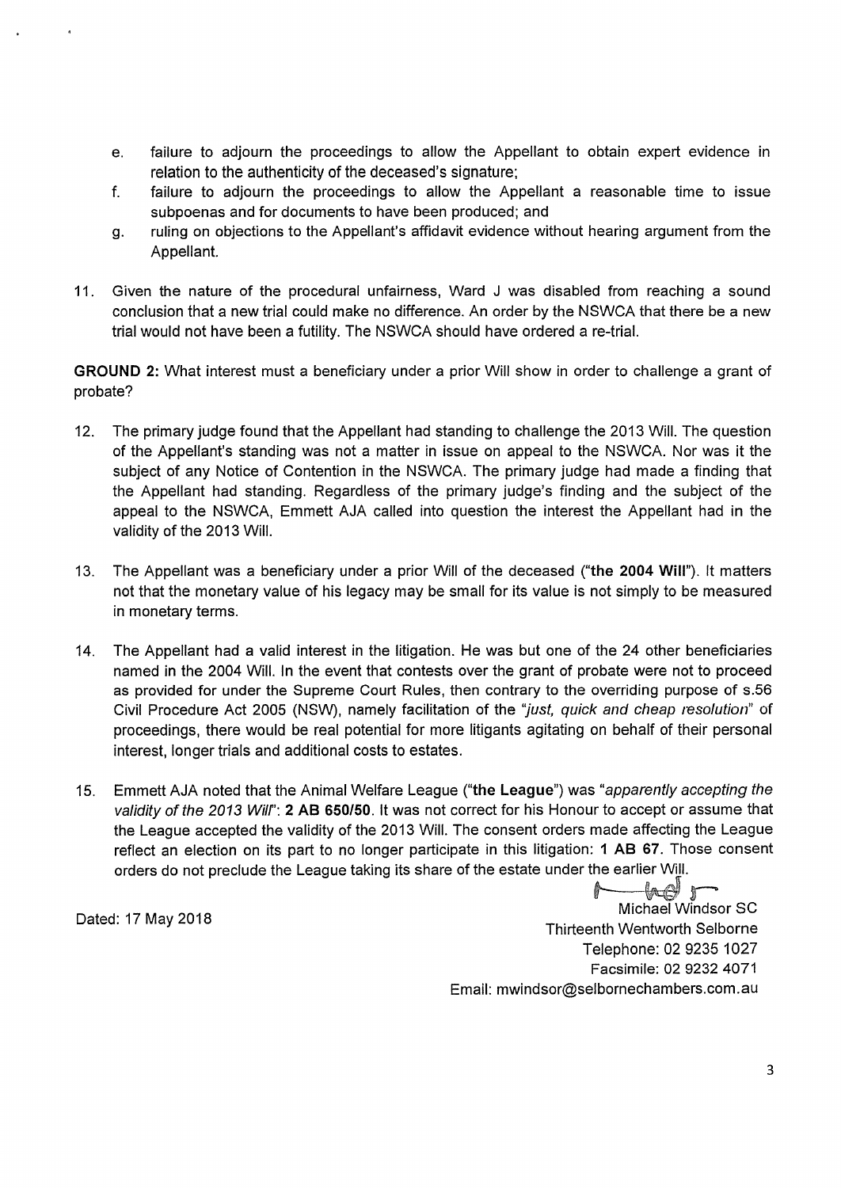e. failure to adjourn the proceedings to allow the Appellant to obtain expert evidence in relation to the authenticity of the deceased's signature;

f. failure to adjourn the proceedings to allow the Appellant a reasonable time to issue subpoenas and for documents to have been produced; and

g. ruling on objections to the Appellant's affidavit evidence without hearing argument from the Appellant.

11. Given the nature of the procedural unfairness, Ward J was disabled from reaching a sound conclusion that a new trial could make no difference. An order by the NSWCA that there be a new trial would not have been a futility. The NSWCA should have ordered a re-trial.

**GROUND 2:** What interest must a beneficiary under a prior Will show in order to challenge a grant of probate?

12. The primary judge found that the Appellant had standing to challenge the 2013 Will. The question of the Appellant's standing was not a matter in issue on appeal to the NSWCA. Nor was it the subject of any Notice of Contention in the NSWCA. The primary judge had made a finding that the Appellant had standing. Regardless of the primary judge's finding and the subject of the appeal to the NSWCA, Emmett AJA called into question the interest the Appellant had in the validity of the 2013 Will.

13. The Appellant was a beneficiary under a prior Will of the deceased ("**the 2004 Will**"). It matters not that the monetary value of his legacy may be small for its value is not simply to be measured in monetary terms.

14. The Appellant had a valid interest in the litigation. He was but one of the 24 other beneficiaries named in the 2004 Will. In the event that contests over the grant of probate were not to proceed as provided for under the Supreme Court Rules, then contrary to the overriding purpose of s.56 Civil Procedure Act 2005 (NSW), namely facilitation of the "*just, quick and cheap resolution*" of proceedings, there would be real potential for more litigants agitating on behalf of their personal interest, longer trials and additional costs to estates.

15. Emmett AJA noted that the Animal Welfare League ("**the League**") was "*apparently accepting the validity of the 2013 Will*": **2 AB 650/50**. It was not correct for his Honour to accept or assume that the League accepted the validity of the 2013 Will. The consent orders made affecting the League reflect an election on its part to no longer participate in this litigation: **1 AB 67**. Those consent orders do not preclude the League taking its share of the estate under the earlier Will.

Dated: 17 May 2018

Michael Windsor SC
Thirteenth Wentworth Selborne
Telephone: 02 9235 1027
Facsimile: 02 9232 4071
Email: mwindsor@selbornechambers.com.au